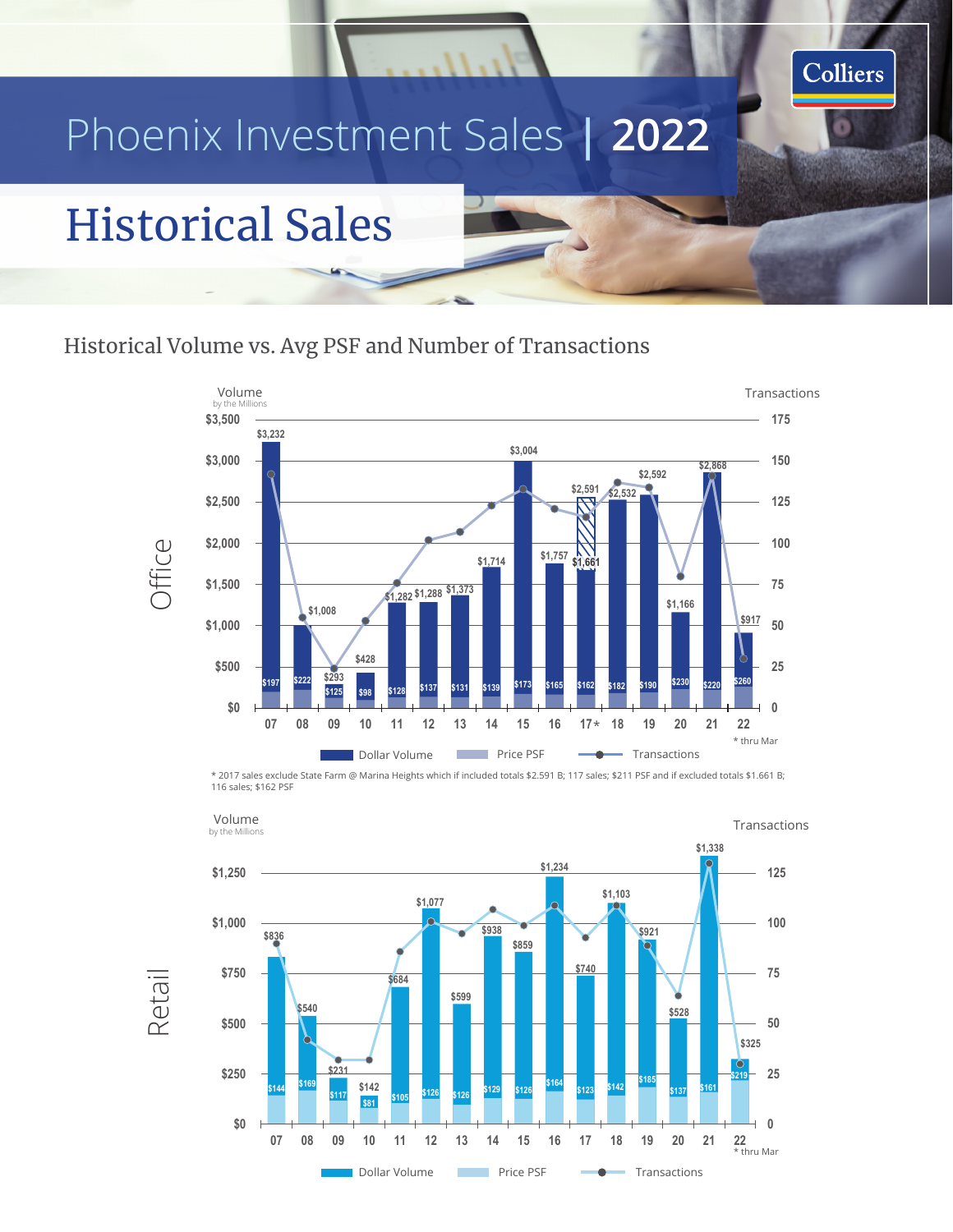# Phoenix Investment Sales | 2022

## Historical Sales

### Historical Volume vs. Avg PSF and Number of Transactions

**Office**

| Year | Dollar Volume (Millions) | Price PSF |
|---|---|---|
| 07 | $3,232 | $197 |
| 08 | $1,008 | $222 |
| 09 | $293 | $125 |
| 10 | $428 | $98 |
| 11 | $1,282 | $128 |
| 12 | $1,288 | $137 |
| 13 | $1,373 | $131 |
| 14 | $1,714 | $139 |
| 15 | $3,004 | $173 |
| 16 | $1,757 | $165 |
| 17* | $2,591 / $1,661 | $162 |
| 18 | $2,532 | $182 |
| 19 | $2,592 | $190 |
| 20 | $1,166 | $230 |
| 21 | $2,868 | $220 |
| 22 | $917 | $260 |

\* thru Mar

Dollar Volume | Price PSF | Transactions

* 2017 sales exclude State Farm @ Marina Heights which if included totals $2.591 B; 117 sales; $211 PSF and if excluded totals $1.661 B; 116 sales; $162 PSF

**Retail**

| Year | Dollar Volume (Millions) | Price PSF |
|---|---|---|
| 07 | $836 | $144 |
| 08 | $540 | $169 |
| 09 | $231 | $117 |
| 10 | $142 | $81 |
| 11 | $684 | $105 |
| 12 | $1,077 | $126 |
| 13 | $599 | $126 |
| 14 | $938 | $129 |
| 15 | $859 | $126 |
| 16 | $1,234 | $164 |
| 17 | $740 | $123 |
| 18 | $1,103 | $142 |
| 19 | $921 | $185 |
| 20 | $528 | $137 |
| 21 | $1,338 | $161 |
| 22 | $325 | $219 |

\* thru Mar

Dollar Volume | Price PSF | Transactions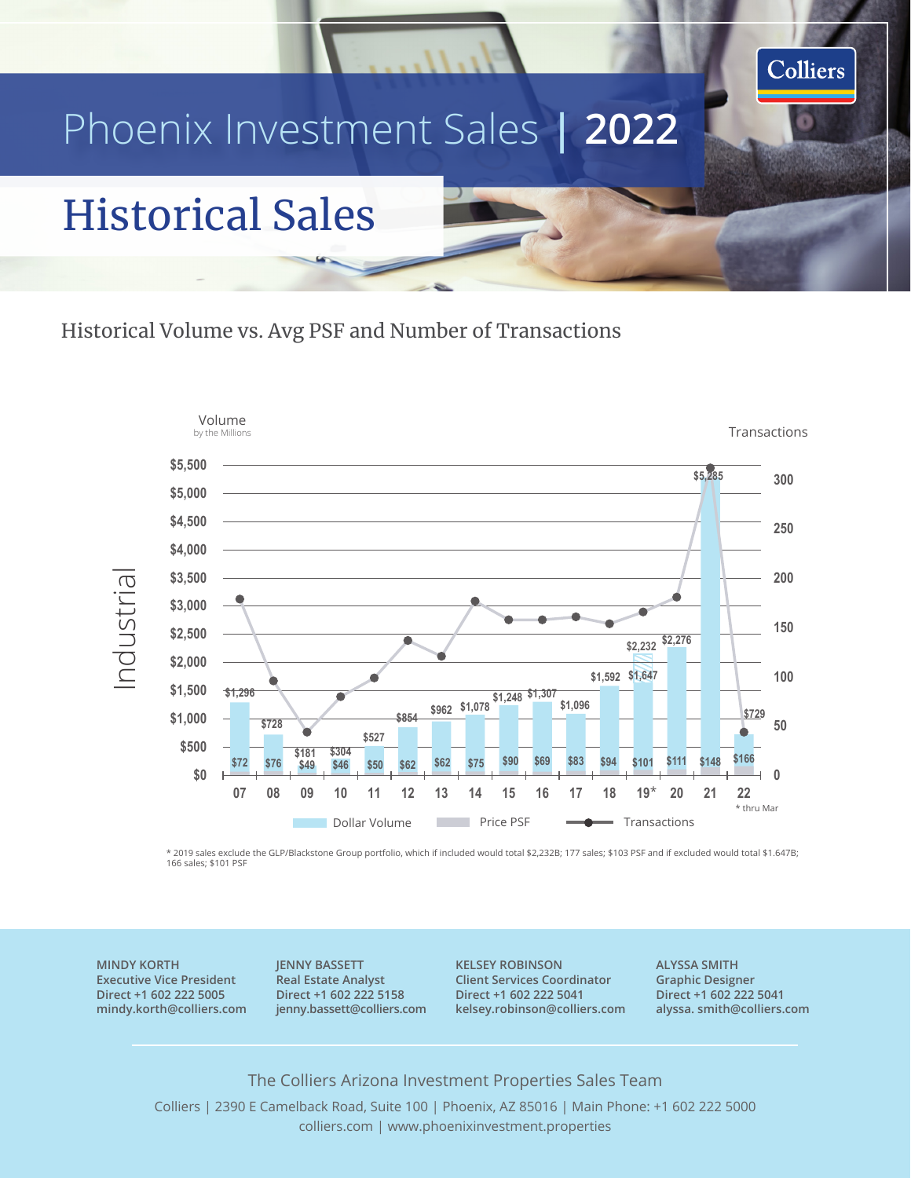Colliers

# Phoenix Investment Sales | 2022

# Historical Sales

## Historical Volume vs. Avg PSF and Number of Transactions

Industrial

Volume
by the Millions

Transactions

$5,500
$5,000
$4,500
$4,000
$3,500
$3,000
$2,500
$2,000
$1,500
$1,000
$500
$0

300
250
200
150
100
50
0

$1,296 $728 $181 $304 $527 $854 $962 $1,078 $1,248 $1,307 $1,096 $1,592 $1,647 $2,232 $2,276 $5,285 $729

$72 $76 $49 $46 $50 $62 $62 $75 $90 $69 $83 $94 $101 $111 $148 $166

07 08 09 10 11 12 13 14 15 16 17 18 19* 20 21 22

* thru Mar

Dollar Volume    Price PSF    Transactions

* 2019 sales exclude the GLP/Blackstone Group portfolio, which if included would total $2,232B; 177 sales; $103 PSF and if excluded would total $1.647B; 166 sales; $101 PSF

**MINDY KORTH**
**Executive Vice President**
**Direct +1 602 222 5005**
**mindy.korth@colliers.com**

**JENNY BASSETT**
**Real Estate Analyst**
**Direct +1 602 222 5158**
**jenny.bassett@colliers.com**

**KELSEY ROBINSON**
**Client Services Coordinator**
**Direct +1 602 222 5041**
**kelsey.robinson@colliers.com**

**ALYSSA SMITH**
**Graphic Designer**
**Direct +1 602 222 5041**
**alyssa. smith@colliers.com**

The Colliers Arizona Investment Properties Sales Team

Colliers | 2390 E Camelback Road, Suite 100 | Phoenix, AZ 85016 | Main Phone: +1 602 222 5000
colliers.com | www.phoenixinvestment.properties